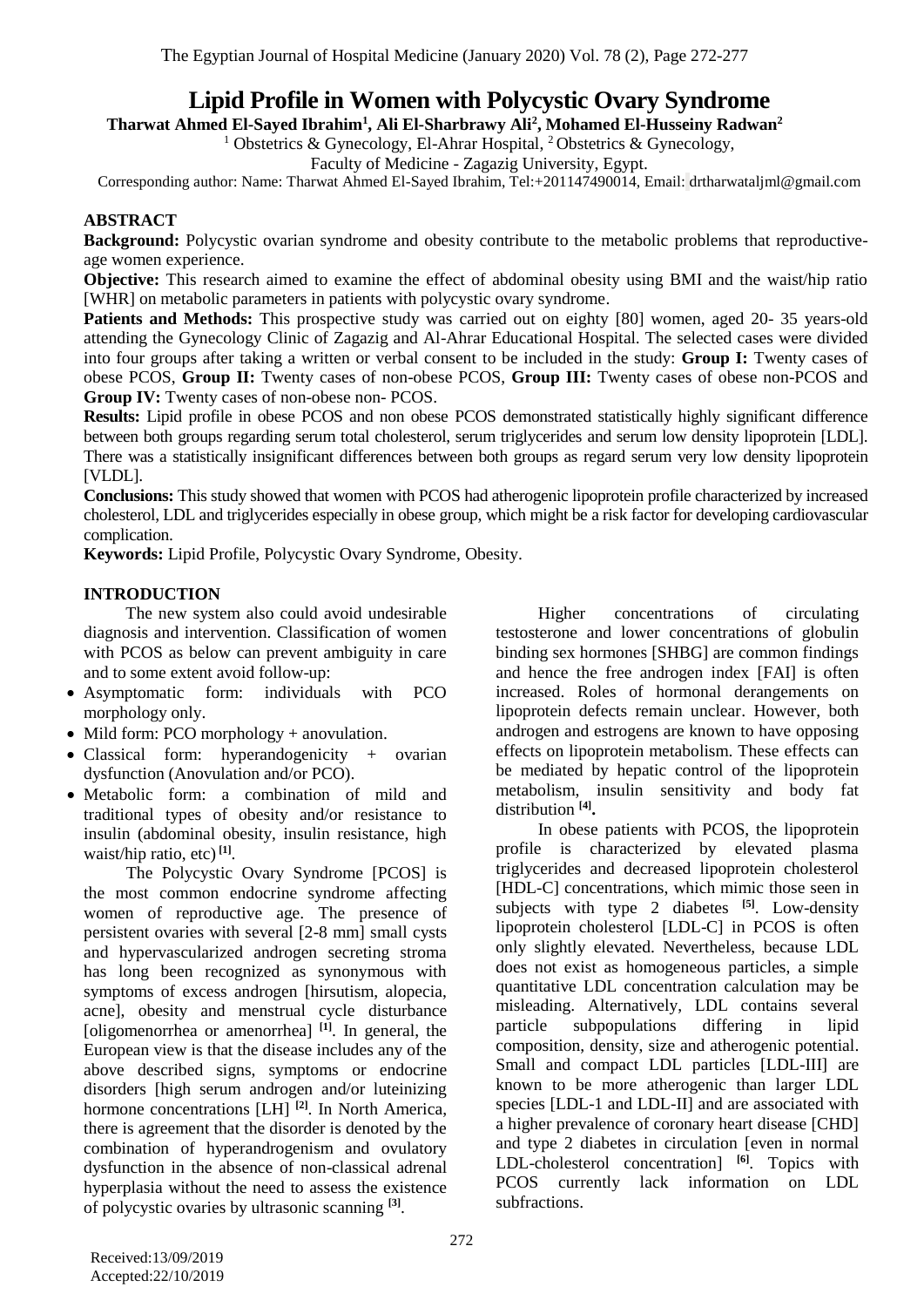# Lipid Profile in Women with Polycystic Ovary Syndrome

**Tharwat Ahmed El-Sayed Ibrahim[1], Ali El-Sharbrawy Ali[2], Mohamed El-Husseiny Radwan[2]**

[1] Obstetrics & Gynecology, El-Ahrar Hospital, [2] Obstetrics & Gynecology,
Faculty of Medicine - Zagazig University, Egypt.

Corresponding author: Name: Tharwat Ahmed El-Sayed Ibrahim, Tel:+201147490014, Email: drtharwataljml@gmail.com

## ABSTRACT

**Background:** Polycystic ovarian syndrome and obesity contribute to the metabolic problems that reproductive-age women experience.

**Objective:** This research aimed to examine the effect of abdominal obesity using BMI and the waist/hip ratio [WHR] on metabolic parameters in patients with polycystic ovary syndrome.

**Patients and Methods:** This prospective study was carried out on eighty [80] women, aged 20- 35 years-old attending the Gynecology Clinic of Zagazig and Al-Ahrar Educational Hospital. The selected cases were divided into four groups after taking a written or verbal consent to be included in the study: **Group I:** Twenty cases of obese PCOS, **Group II:** Twenty cases of non-obese PCOS, **Group III:** Twenty cases of obese non-PCOS and **Group IV:** Twenty cases of non-obese non- PCOS.

**Results:** Lipid profile in obese PCOS and non obese PCOS demonstrated statistically highly significant difference between both groups regarding serum total cholesterol, serum triglycerides and serum low density lipoprotein [LDL]. There was a statistically insignificant differences between both groups as regard serum very low density lipoprotein [VLDL].

**Conclusions:** This study showed that women with PCOS had atherogenic lipoprotein profile characterized by increased cholesterol, LDL and triglycerides especially in obese group, which might be a risk factor for developing cardiovascular complication.

**Keywords:** Lipid Profile, Polycystic Ovary Syndrome, Obesity.

## INTRODUCTION

The new system also could avoid undesirable diagnosis and intervention. Classification of women with PCOS as below can prevent ambiguity in care and to some extent avoid follow-up:

- Asymptomatic form: individuals with PCO morphology only.
- Mild form: PCO morphology + anovulation.
- Classical form: hyperandogenicity + ovarian dysfunction (Anovulation and/or PCO).
- Metabolic form: a combination of mild and traditional types of obesity and/or resistance to insulin (abdominal obesity, insulin resistance, high waist/hip ratio, etc) [1].

The Polycystic Ovary Syndrome [PCOS] is the most common endocrine syndrome affecting women of reproductive age. The presence of persistent ovaries with several [2-8 mm] small cysts and hypervascularized androgen secreting stroma has long been recognized as synonymous with symptoms of excess androgen [hirsutism, alopecia, acne], obesity and menstrual cycle disturbance [oligomenorrhea or amenorrhea] [1]. In general, the European view is that the disease includes any of the above described signs, symptoms or endocrine disorders [high serum androgen and/or luteinizing hormone concentrations [LH] [2]. In North America, there is agreement that the disorder is denoted by the combination of hyperandrogenism and ovulatory dysfunction in the absence of non-classical adrenal hyperplasia without the need to assess the existence of polycystic ovaries by ultrasonic scanning [3].

Higher concentrations of circulating testosterone and lower concentrations of globulin binding sex hormones [SHBG] are common findings and hence the free androgen index [FAI] is often increased. Roles of hormonal derangements on lipoprotein defects remain unclear. However, both androgen and estrogens are known to have opposing effects on lipoprotein metabolism. These effects can be mediated by hepatic control of the lipoprotein metabolism, insulin sensitivity and body fat distribution [4].

In obese patients with PCOS, the lipoprotein profile is characterized by elevated plasma triglycerides and decreased lipoprotein cholesterol [HDL-C] concentrations, which mimic those seen in subjects with type 2 diabetes [5]. Low-density lipoprotein cholesterol [LDL-C] in PCOS is often only slightly elevated. Nevertheless, because LDL does not exist as homogeneous particles, a simple quantitative LDL concentration calculation may be misleading. Alternatively, LDL contains several particle subpopulations differing in lipid composition, density, size and atherogenic potential. Small and compact LDL particles [LDL-III] are known to be more atherogenic than larger LDL species [LDL-1 and LDL-II] and are associated with a higher prevalence of coronary heart disease [CHD] and type 2 diabetes in circulation [even in normal LDL-cholesterol concentration] [6]. Topics with PCOS currently lack information on LDL subfractions.

Received:13/09/2019
Accepted:22/10/2019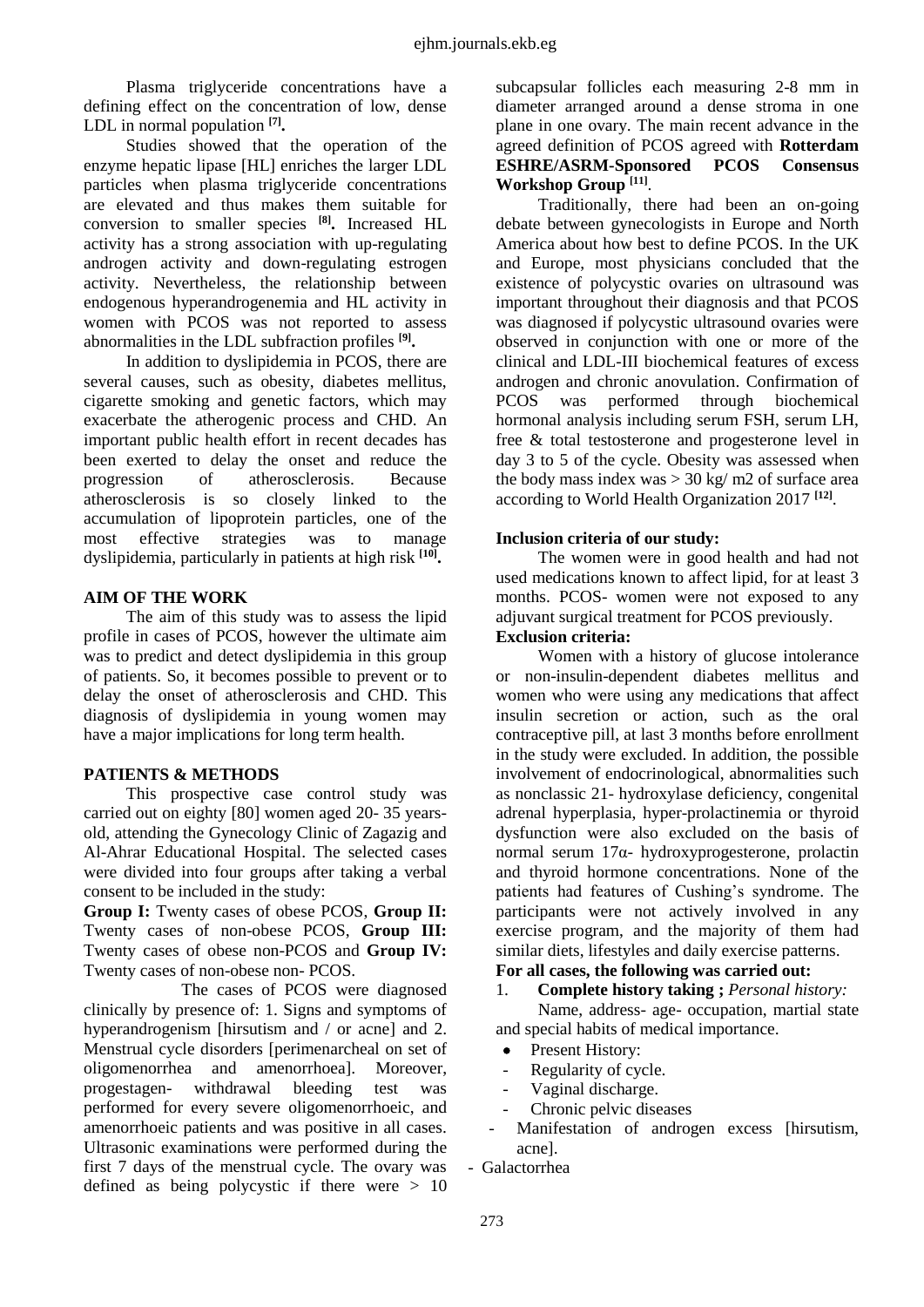Plasma triglyceride concentrations have a defining effect on the concentration of low, dense LDL in normal population [7].

Studies showed that the operation of the enzyme hepatic lipase [HL] enriches the larger LDL particles when plasma triglyceride concentrations are elevated and thus makes them suitable for conversion to smaller species [8]. Increased HL activity has a strong association with up-regulating androgen activity and down-regulating estrogen activity. Nevertheless, the relationship between endogenous hyperandrogenemia and HL activity in women with PCOS was not reported to assess abnormalities in the LDL subfraction profiles [9].

In addition to dyslipidemia in PCOS, there are several causes, such as obesity, diabetes mellitus, cigarette smoking and genetic factors, which may exacerbate the atherogenic process and CHD. An important public health effort in recent decades has been exerted to delay the onset and reduce the progression of atherosclerosis. Because atherosclerosis is so closely linked to the accumulation of lipoprotein particles, one of the most effective strategies was to manage dyslipidemia, particularly in patients at high risk [10].

## AIM OF THE WORK

The aim of this study was to assess the lipid profile in cases of PCOS, however the ultimate aim was to predict and detect dyslipidemia in this group of patients. So, it becomes possible to prevent or to delay the onset of atherosclerosis and CHD. This diagnosis of dyslipidemia in young women may have a major implications for long term health.

## PATIENTS & METHODS

This prospective case control study was carried out on eighty [80] women aged 20- 35 years-old, attending the Gynecology Clinic of Zagazig and Al-Ahrar Educational Hospital. The selected cases were divided into four groups after taking a verbal consent to be included in the study:

**Group I:** Twenty cases of obese PCOS, **Group II:** Twenty cases of non-obese PCOS, **Group III:** Twenty cases of obese non-PCOS and **Group IV:** Twenty cases of non-obese non- PCOS.

The cases of PCOS were diagnosed clinically by presence of: 1. Signs and symptoms of hyperandrogenism [hirsutism and / or acne] and 2. Menstrual cycle disorders [perimenarcheal on set of oligomenorrhea and amenorrhoea]. Moreover, progestagen- withdrawal bleeding test was performed for every severe oligomenorrhoeic, and amenorrhoeic patients and was positive in all cases. Ultrasonic examinations were performed during the first 7 days of the menstrual cycle. The ovary was defined as being polycystic if there were > 10 subcapsular follicles each measuring 2-8 mm in diameter arranged around a dense stroma in one plane in one ovary. The main recent advance in the agreed definition of PCOS agreed with **Rotterdam ESHRE/ASRM-Sponsored PCOS Consensus Workshop Group** [11].

Traditionally, there had been an on-going debate between gynecologists in Europe and North America about how best to define PCOS. In the UK and Europe, most physicians concluded that the existence of polycystic ovaries on ultrasound was important throughout their diagnosis and that PCOS was diagnosed if polycystic ultrasound ovaries were observed in conjunction with one or more of the clinical and LDL-III biochemical features of excess androgen and chronic anovulation. Confirmation of PCOS was performed through biochemical hormonal analysis including serum FSH, serum LH, free & total testosterone and progesterone level in day 3 to 5 of the cycle. Obesity was assessed when the body mass index was > 30 kg/ m2 of surface area according to World Health Organization 2017 [12].

**Inclusion criteria of our study:**

The women were in good health and had not used medications known to affect lipid, for at least 3 months. PCOS- women were not exposed to any adjuvant surgical treatment for PCOS previously.

**Exclusion criteria:**

Women with a history of glucose intolerance or non-insulin-dependent diabetes mellitus and women who were using any medications that affect insulin secretion or action, such as the oral contraceptive pill, at last 3 months before enrollment in the study were excluded. In addition, the possible involvement of endocrinological, abnormalities such as nonclassic 21- hydroxylase deficiency, congenital adrenal hyperplasia, hyper-prolactinemia or thyroid dysfunction were also excluded on the basis of normal serum 17α- hydroxyprogesterone, prolactin and thyroid hormone concentrations. None of the patients had features of Cushing's syndrome. The participants were not actively involved in any exercise program, and the majority of them had similar diets, lifestyles and daily exercise patterns.

**For all cases, the following was carried out:**

1. **Complete history taking ;** *Personal history:*

   Name, address- age- occupation, martial state and special habits of medical importance.

- Present History:
  - Regularity of cycle.
  - Vaginal discharge.
  - Chronic pelvic diseases
  - Manifestation of androgen excess [hirsutism, acne].
  - Galactorrhea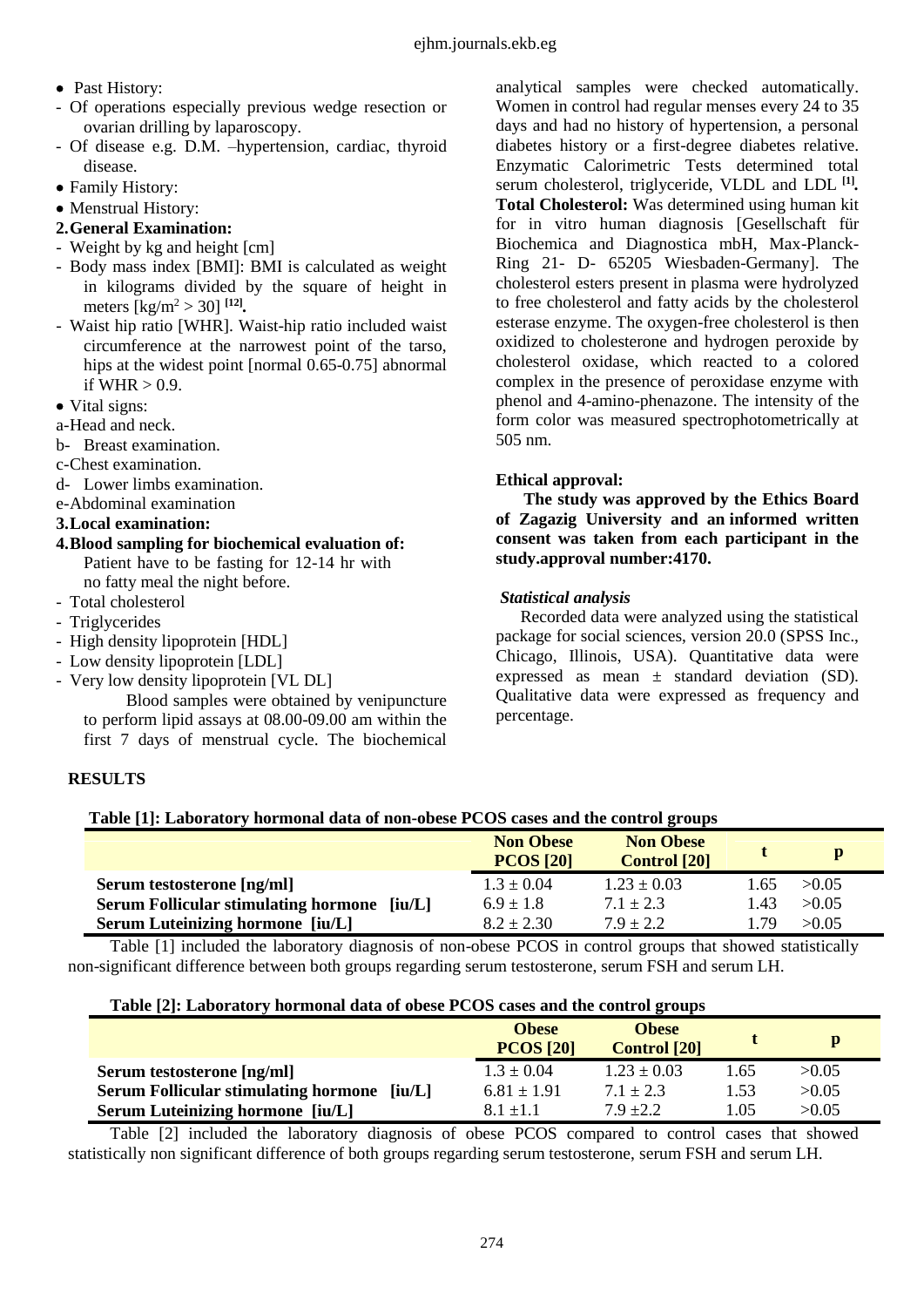- Past History:
- Of operations especially previous wedge resection or ovarian drilling by laparoscopy.
- Of disease e.g. D.M. –hypertension, cardiac, thyroid disease.
- Family History:
- Menstrual History:

**2. General Examination:**

- Weight by kg and height [cm]
- Body mass index [BMI]: BMI is calculated as weight in kilograms divided by the square of height in meters [$kg/m^2 > 30$] [12].
- Waist hip ratio [WHR]. Waist-hip ratio included waist circumference at the narrowest point of the tarso, hips at the widest point [normal 0.65-0.75] abnormal if WHR > 0.9.
- Vital signs:

a-Head and neck.

b- Breast examination.

c-Chest examination.

d- Lower limbs examination.

e-Abdominal examination

**3. Local examination:**

**4. Blood sampling for biochemical evaluation of:**

Patient have to be fasting for 12-14 hr with no fatty meal the night before.

- Total cholesterol
- Triglycerides
- High density lipoprotein [HDL]
- Low density lipoprotein [LDL]
- Very low density lipoprotein [VL DL]

Blood samples were obtained by venipuncture to perform lipid assays at 08.00-09.00 am within the first 7 days of menstrual cycle. The biochemical analytical samples were checked automatically. Women in control had regular menses every 24 to 35 days and had no history of hypertension, a personal diabetes history or a first-degree diabetes relative. Enzymatic Calorimetric Tests determined total serum cholesterol, triglyceride, VLDL and LDL [1].

**Total Cholesterol:** Was determined using human kit for in vitro human diagnosis [Gesellschaft für Biochemica and Diagnostica mbH, Max-Planck-Ring 21- D- 65205 Wiesbaden-Germany]. The cholesterol esters present in plasma were hydrolyzed to free cholesterol and fatty acids by the cholesterol esterase enzyme. The oxygen-free cholesterol is then oxidized to cholesterone and hydrogen peroxide by cholesterol oxidase, which reacted to a colored complex in the presence of peroxidase enzyme with phenol and 4-amino-phenazone. The intensity of the form color was measured spectrophotometrically at 505 nm.

**Ethical approval:**

**The study was approved by the Ethics Board of Zagazig University and an informed written consent was taken from each participant in the study.approval number:4170.**

***Statistical analysis***

Recorded data were analyzed using the statistical package for social sciences, version 20.0 (SPSS Inc., Chicago, Illinois, USA). Quantitative data were expressed as mean ± standard deviation (SD). Qualitative data were expressed as frequency and percentage.

## RESULTS

**Table [1]: Laboratory hormonal data of non-obese PCOS cases and the control groups**

| | Non Obese PCOS [20] | Non Obese Control [20] | t | p |
|---|---|---|---|---|
| **Serum testosterone [ng/ml]** | 1.3 ± 0.04 | 1.23 ± 0.03 | 1.65 | >0.05 |
| **Serum Follicular stimulating hormone [iu/L]** | 6.9 ± 1.8 | 7.1 ± 2.3 | 1.43 | >0.05 |
| **Serum Luteinizing hormone [iu/L]** | 8.2 ± 2.30 | 7.9 ± 2.2 | 1.79 | >0.05 |

Table [1] included the laboratory diagnosis of non-obese PCOS in control groups that showed statistically non-significant difference between both groups regarding serum testosterone, serum FSH and serum LH.

**Table [2]: Laboratory hormonal data of obese PCOS cases and the control groups**

| | Obese PCOS [20] | Obese Control [20] | t | p |
|---|---|---|---|---|
| **Serum testosterone [ng/ml]** | 1.3 ± 0.04 | 1.23 ± 0.03 | 1.65 | >0.05 |
| **Serum Follicular stimulating hormone [iu/L]** | 6.81 ± 1.91 | 7.1 ± 2.3 | 1.53 | >0.05 |
| **Serum Luteinizing hormone [iu/L]** | 8.1 ±1.1 | 7.9 ±2.2 | 1.05 | >0.05 |

Table [2] included the laboratory diagnosis of obese PCOS compared to control cases that showed statistically non significant difference of both groups regarding serum testosterone, serum FSH and serum LH.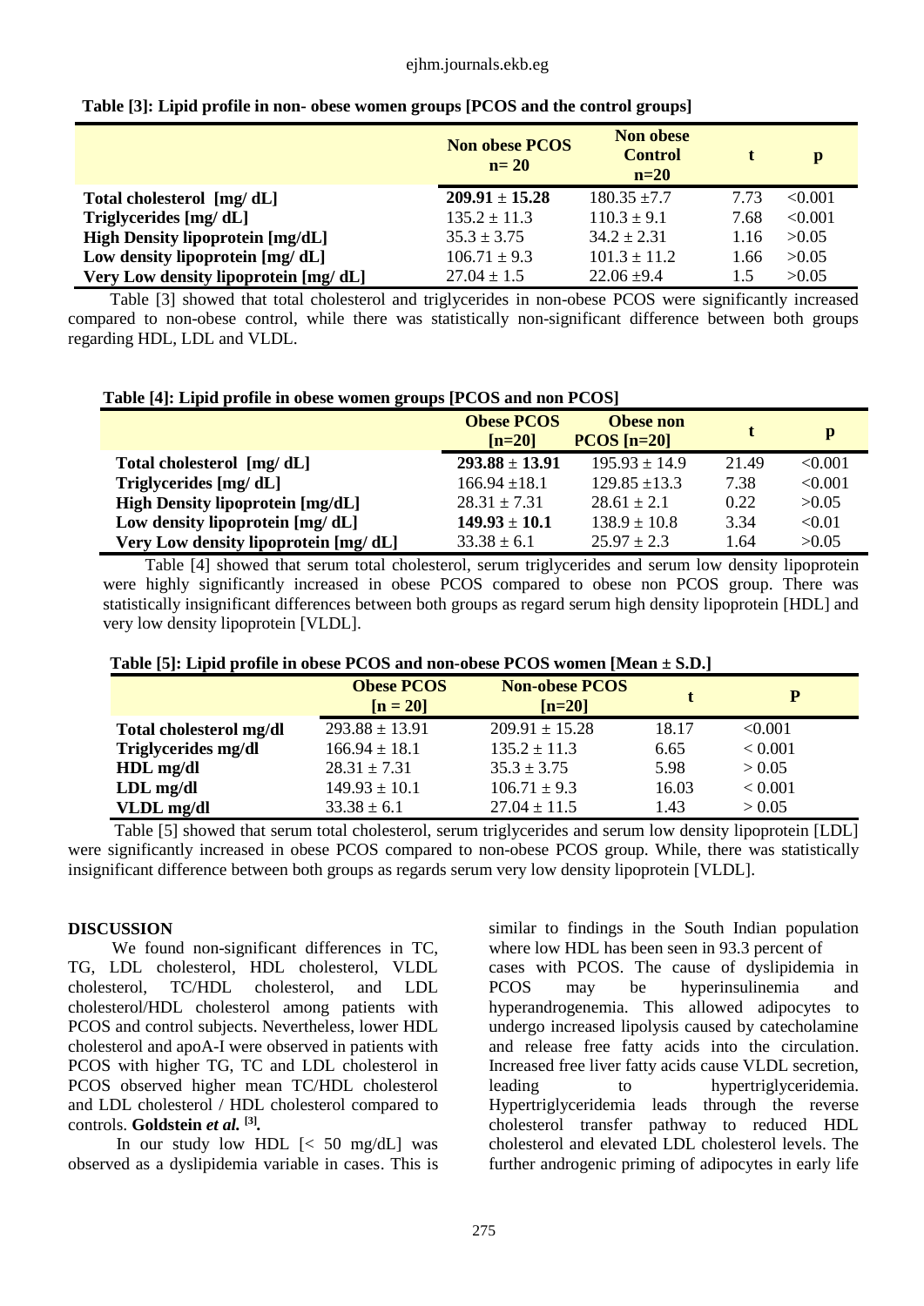**Table [3]: Lipid profile in non- obese women groups [PCOS and the control groups]**

| | Non obese PCOS n= 20 | Non obese Control n=20 | t | p |
|---|---|---|---|---|
| **Total cholesterol [mg/ dL]** | **209.91 ± 15.28** | 180.35 ±7.7 | 7.73 | <0.001 |
| **Triglycerides [mg/ dL]** | 135.2 ± 11.3 | 110.3 ± 9.1 | 7.68 | <0.001 |
| **High Density lipoprotein [mg/dL]** | 35.3 ± 3.75 | 34.2 ± 2.31 | 1.16 | >0.05 |
| **Low density lipoprotein [mg/ dL]** | 106.71 ± 9.3 | 101.3 ± 11.2 | 1.66 | >0.05 |
| **Very Low density lipoprotein [mg/ dL]** | 27.04 ± 1.5 | 22.06 ±9.4 | 1.5 | >0.05 |

Table [3] showed that total cholesterol and triglycerides in non-obese PCOS were significantly increased compared to non-obese control, while there was statistically non-significant difference between both groups regarding HDL, LDL and VLDL.

**Table [4]: Lipid profile in obese women groups [PCOS and non PCOS]**

| | Obese PCOS [n=20] | Obese non PCOS [n=20] | t | p |
|---|---|---|---|---|
| **Total cholesterol [mg/ dL]** | **293.88 ± 13.91** | 195.93 ± 14.9 | 21.49 | <0.001 |
| **Triglycerides [mg/ dL]** | 166.94 ±18.1 | 129.85 ±13.3 | 7.38 | <0.001 |
| **High Density lipoprotein [mg/dL]** | 28.31 ± 7.31 | 28.61 ± 2.1 | 0.22 | >0.05 |
| **Low density lipoprotein [mg/ dL]** | **149.93 ± 10.1** | 138.9 ± 10.8 | 3.34 | <0.01 |
| **Very Low density lipoprotein [mg/ dL]** | 33.38 ± 6.1 | 25.97 ± 2.3 | 1.64 | >0.05 |

Table [4] showed that serum total cholesterol, serum triglycerides and serum low density lipoprotein were highly significantly increased in obese PCOS compared to obese non PCOS group. There was statistically insignificant differences between both groups as regard serum high density lipoprotein [HDL] and very low density lipoprotein [VLDL].

**Table [5]: Lipid profile in obese PCOS and non-obese PCOS women [Mean ± S.D.]**

| | Obese PCOS [n = 20] | Non-obese PCOS [n=20] | t | P |
|---|---|---|---|---|
| **Total cholesterol mg/dl** | 293.88 ± 13.91 | 209.91 ± 15.28 | 18.17 | <0.001 |
| **Triglycerides mg/dl** | 166.94 ± 18.1 | 135.2 ± 11.3 | 6.65 | < 0.001 |
| **HDL mg/dl** | 28.31 ± 7.31 | 35.3 ± 3.75 | 5.98 | > 0.05 |
| **LDL mg/dl** | 149.93 ± 10.1 | 106.71 ± 9.3 | 16.03 | < 0.001 |
| **VLDL mg/dl** | 33.38 ± 6.1 | 27.04 ± 11.5 | 1.43 | > 0.05 |

Table [5] showed that serum total cholesterol, serum triglycerides and serum low density lipoprotein [LDL] were significantly increased in obese PCOS compared to non-obese PCOS group. While, there was statistically insignificant difference between both groups as regards serum very low density lipoprotein [VLDL].

## DISCUSSION

We found non-significant differences in TC, TG, LDL cholesterol, HDL cholesterol, VLDL cholesterol, TC/HDL cholesterol, and LDL cholesterol/HDL cholesterol among patients with PCOS and control subjects. Nevertheless, lower HDL cholesterol and apoA-I were observed in patients with PCOS with higher TG, TC and LDL cholesterol in PCOS observed higher mean TC/HDL cholesterol and LDL cholesterol / HDL cholesterol compared to controls. **Goldstein *et al.* [3].**

In our study low HDL [< 50 mg/dL] was observed as a dyslipidemia variable in cases. This is similar to findings in the South Indian population where low HDL has been seen in 93.3 percent of cases with PCOS. The cause of dyslipidemia in PCOS may be hyperinsulinemia and hyperandrogenemia. This allowed adipocytes to undergo increased lipolysis caused by catecholamine and release free fatty acids into the circulation. Increased free liver fatty acids cause VLDL secretion, leading to hypertriglyceridemia. Hypertriglyceridemia leads through the reverse cholesterol transfer pathway to reduced HDL cholesterol and elevated LDL cholesterol levels. The further androgenic priming of adipocytes in early life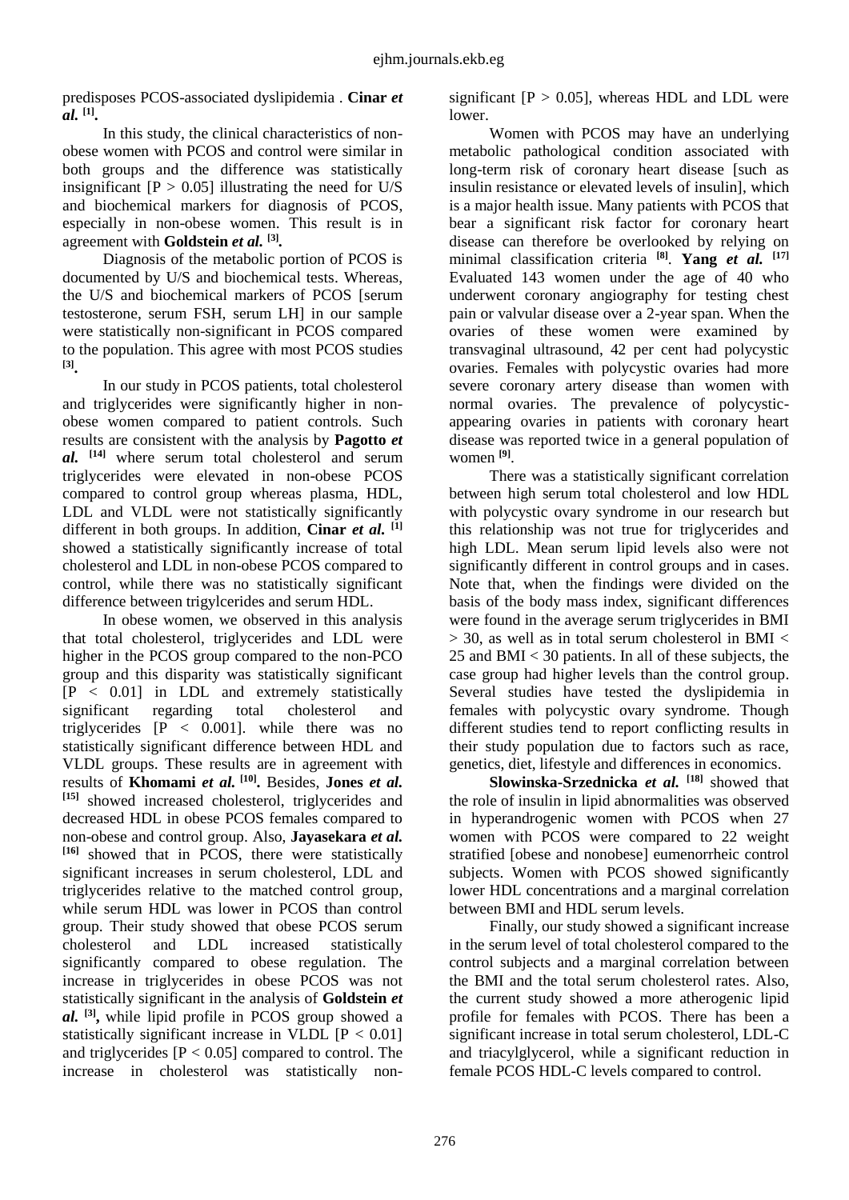predisposes PCOS-associated dyslipidemia . **Cinar *et al.*** [1]**.**

In this study, the clinical characteristics of non-obese women with PCOS and control were similar in both groups and the difference was statistically insignificant [P > 0.05] illustrating the need for U/S and biochemical markers for diagnosis of PCOS, especially in non-obese women. This result is in agreement with **Goldstein *et al.*** [3]**.**

Diagnosis of the metabolic portion of PCOS is documented by U/S and biochemical tests. Whereas, the U/S and biochemical markers of PCOS [serum testosterone, serum FSH, serum LH] in our sample were statistically non-significant in PCOS compared to the population. This agree with most PCOS studies [3]**.**

In our study in PCOS patients, total cholesterol and triglycerides were significantly higher in non-obese women compared to patient controls. Such results are consistent with the analysis by **Pagotto *et al.*** [14] where serum total cholesterol and serum triglycerides were elevated in non-obese PCOS compared to control group whereas plasma, HDL, LDL and VLDL were not statistically significantly different in both groups. In addition, **Cinar *et al.*** [1] showed a statistically significantly increase of total cholesterol and LDL in non-obese PCOS compared to control, while there was no statistically significant difference between trigylcerides and serum HDL.

In obese women, we observed in this analysis that total cholesterol, triglycerides and LDL were higher in the PCOS group compared to the non-PCO group and this disparity was statistically significant [P < 0.01] in LDL and extremely statistically significant regarding total cholesterol and triglycerides [P < 0.001]. while there was no statistically significant difference between HDL and VLDL groups. These results are in agreement with results of **Khomami *et al.*** [10]**.** Besides, **Jones *et al.*** [15] showed increased cholesterol, triglycerides and decreased HDL in obese PCOS females compared to non-obese and control group. Also, **Jayasekara *et al.*** [16] showed that in PCOS, there were statistically significant increases in serum cholesterol, LDL and triglycerides relative to the matched control group, while serum HDL was lower in PCOS than control group. Their study showed that obese PCOS serum cholesterol and LDL increased statistically significantly compared to obese regulation. The increase in triglycerides in obese PCOS was not statistically significant in the analysis of **Goldstein *et al.*** [3]**,** while lipid profile in PCOS group showed a statistically significant increase in VLDL [P < 0.01] and triglycerides [P < 0.05] compared to control. The increase in cholesterol was statistically non-significant [P > 0.05], whereas HDL and LDL were lower.

Women with PCOS may have an underlying metabolic pathological condition associated with long-term risk of coronary heart disease [such as insulin resistance or elevated levels of insulin], which is a major health issue. Many patients with PCOS that bear a significant risk factor for coronary heart disease can therefore be overlooked by relying on minimal classification criteria [8]. **Yang *et al.*** [17] Evaluated 143 women under the age of 40 who underwent coronary angiography for testing chest pain or valvular disease over a 2-year span. When the ovaries of these women were examined by transvaginal ultrasound, 42 per cent had polycystic ovaries. Females with polycystic ovaries had more severe coronary artery disease than women with normal ovaries. The prevalence of polycystic-appearing ovaries in patients with coronary heart disease was reported twice in a general population of women [9].

There was a statistically significant correlation between high serum total cholesterol and low HDL with polycystic ovary syndrome in our research but this relationship was not true for triglycerides and high LDL. Mean serum lipid levels also were not significantly different in control groups and in cases. Note that, when the findings were divided on the basis of the body mass index, significant differences were found in the average serum triglycerides in BMI > 30, as well as in total serum cholesterol in BMI < 25 and BMI < 30 patients. In all of these subjects, the case group had higher levels than the control group. Several studies have tested the dyslipidemia in females with polycystic ovary syndrome. Though different studies tend to report conflicting results in their study population due to factors such as race, genetics, diet, lifestyle and differences in economics.

**Slowinska-Srzednicka *et al.*** [18] showed that the role of insulin in lipid abnormalities was observed in hyperandrogenic women with PCOS when 27 women with PCOS were compared to 22 weight stratified [obese and nonobese] eumenorrheic control subjects. Women with PCOS showed significantly lower HDL concentrations and a marginal correlation between BMI and HDL serum levels.

Finally, our study showed a significant increase in the serum level of total cholesterol compared to the control subjects and a marginal correlation between the BMI and the total serum cholesterol rates. Also, the current study showed a more atherogenic lipid profile for females with PCOS. There has been a significant increase in total serum cholesterol, LDL-C and triacylglycerol, while a significant reduction in female PCOS HDL-C levels compared to control.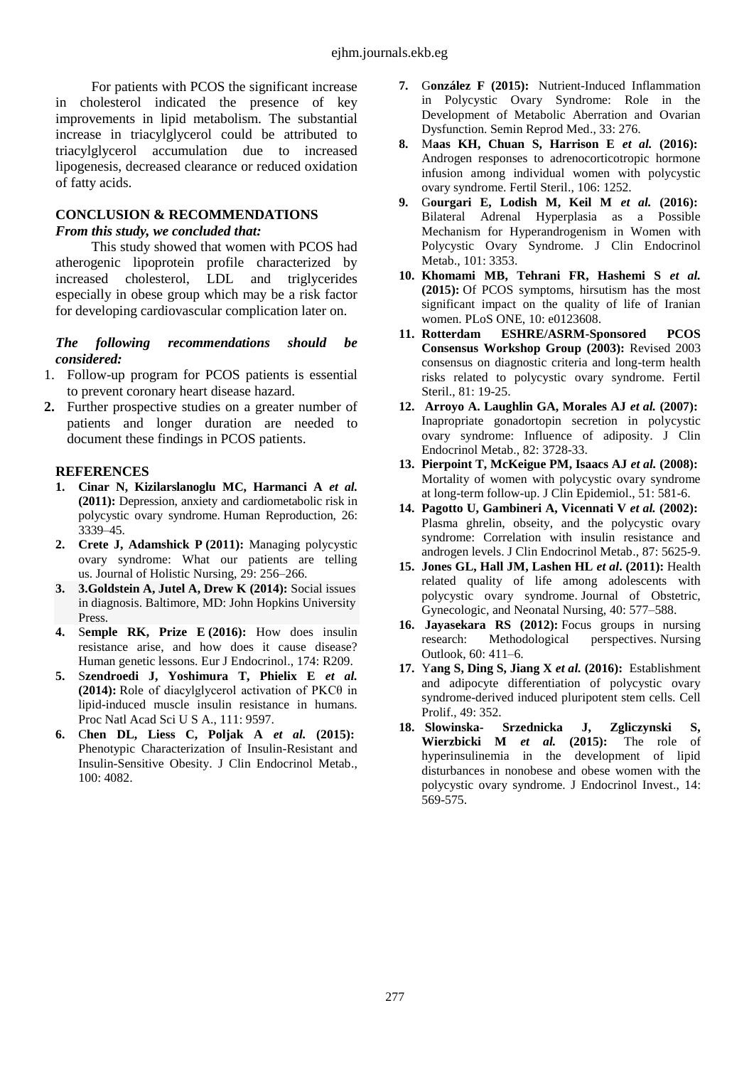For patients with PCOS the significant increase in cholesterol indicated the presence of key improvements in lipid metabolism. The substantial increase in triacylglycerol could be attributed to triacylglycerol accumulation due to increased lipogenesis, decreased clearance or reduced oxidation of fatty acids.

## CONCLUSION & RECOMMENDATIONS

***From this study, we concluded that:***

This study showed that women with PCOS had atherogenic lipoprotein profile characterized by increased cholesterol, LDL and triglycerides especially in obese group which may be a risk factor for developing cardiovascular complication later on.

***The following recommendations should be considered:***

1. Follow-up program for PCOS patients is essential to prevent coronary heart disease hazard.
2. Further prospective studies on a greater number of patients and longer duration are needed to document these findings in PCOS patients.

## REFERENCES

1. **Cinar N, Kizilarslanoglu MC, Harmanci A *et al.* (2011):** Depression, anxiety and cardiometabolic risk in polycystic ovary syndrome. Human Reproduction, 26: 3339–45.
2. **Crete J, Adamshick P (2011):** Managing polycystic ovary syndrome: What our patients are telling us. Journal of Holistic Nursing, 29: 256–266.
3. **3.Goldstein A, Jutel A, Drew K (2014):** Social issues in diagnosis. Baltimore, MD: John Hopkins University Press.
4. **Semple RK, Prize E (2016):** How does insulin resistance arise, and how does it cause disease? Human genetic lessons. Eur J Endocrinol., 174: R209.
5. **Szendroedi J, Yoshimura T, Phielix E *et al.* (2014):** Role of diacylglycerol activation of PKCθ in lipid-induced muscle insulin resistance in humans. Proc Natl Acad Sci U S A., 111: 9597.
6. **Chen DL, Liess C, Poljak A *et al.* (2015):** Phenotypic Characterization of Insulin-Resistant and Insulin-Sensitive Obesity. J Clin Endocrinol Metab., 100: 4082.
7. **González F (2015):** Nutrient-Induced Inflammation in Polycystic Ovary Syndrome: Role in the Development of Metabolic Aberration and Ovarian Dysfunction. Semin Reprod Med., 33: 276.
8. **Maas KH, Chuan S, Harrison E *et al.* (2016):** Androgen responses to adrenocorticotropic hormone infusion among individual women with polycystic ovary syndrome. Fertil Steril., 106: 1252.
9. **Gourgari E, Lodish M, Keil M *et al.* (2016):** Bilateral Adrenal Hyperplasia as a Possible Mechanism for Hyperandrogenism in Women with Polycystic Ovary Syndrome. J Clin Endocrinol Metab., 101: 3353.
10. **Khomami MB, Tehrani FR, Hashemi S *et al.* (2015):** Of PCOS symptoms, hirsutism has the most significant impact on the quality of life of Iranian women. PLoS ONE, 10: e0123608.
11. **Rotterdam ESHRE/ASRM-Sponsored PCOS Consensus Workshop Group (2003):** Revised 2003 consensus on diagnostic criteria and long-term health risks related to polycystic ovary syndrome. Fertil Steril., 81: 19-25.
12. **Arroyo A. Laughlin GA, Morales AJ *et al.* (2007):** Inapropriate gonadortopin secretion in polycystic ovary syndrome: Influence of adiposity. J Clin Endocrinol Metab., 82: 3728-33.
13. **Pierpoint T, McKeigue PM, Isaacs AJ *et al.* (2008):** Mortality of women with polycystic ovary syndrome at long-term follow-up. J Clin Epidemiol., 51: 581-6.
14. **Pagotto U, Gambineri A, Vicennati V *et al.* (2002):** Plasma ghrelin, obseity, and the polycystic ovary syndrome: Correlation with insulin resistance and androgen levels. J Clin Endocrinol Metab., 87: 5625-9.
15. **Jones GL, Hall JM, Lashen HL *et al.* (2011):** Health related quality of life among adolescents with polycystic ovary syndrome. Journal of Obstetric, Gynecologic, and Neonatal Nursing, 40: 577–588.
16. **Jayasekara RS (2012):** Focus groups in nursing research: Methodological perspectives. Nursing Outlook, 60: 411–6.
17. **Yang S, Ding S, Jiang X *et al.* (2016):** Establishment and adipocyte differentiation of polycystic ovary syndrome-derived induced pluripotent stem cells. Cell Prolif., 49: 352.
18. **Slowinska- Srzednicka J, Zgliczynski S, Wierzbicki M *et al.* (2015):** The role of hyperinsulinemia in the development of lipid disturbances in nonobese and obese women with the polycystic ovary syndrome. J Endocrinol Invest., 14: 569-575.